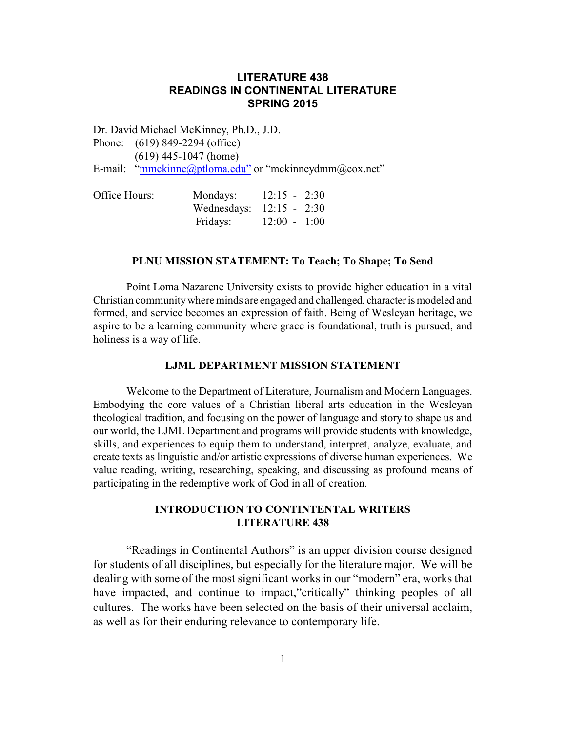# LITERATURE 438
# READINGS IN CONTINENTAL LITERATURE
# SPRING 2015

Dr. David Michael McKinney, Ph.D., J.D.
Phone: (619) 849-2294 (office)
(619) 445-1047 (home)
E-mail: "mmckinne@ptloma.edu" or "mckinneydmm@cox.net"

| Office Hours: | Mondays: | 12:15 - 2:30 |
|---|---|---|
| | Wednesdays: | 12:15 - 2:30 |
| | Fridays: | 12:00 - 1:00 |

**PLNU MISSION STATEMENT: To Teach; To Shape; To Send**

Point Loma Nazarene University exists to provide higher education in a vital Christian community where minds are engaged and challenged, character is modeled and formed, and service becomes an expression of faith. Being of Wesleyan heritage, we aspire to be a learning community where grace is foundational, truth is pursued, and holiness is a way of life.

**LJML DEPARTMENT MISSION STATEMENT**

Welcome to the Department of Literature, Journalism and Modern Languages. Embodying the core values of a Christian liberal arts education in the Wesleyan theological tradition, and focusing on the power of language and story to shape us and our world, the LJML Department and programs will provide students with knowledge, skills, and experiences to equip them to understand, interpret, analyze, evaluate, and create texts as linguistic and/or artistic expressions of diverse human experiences. We value reading, writing, researching, speaking, and discussing as profound means of participating in the redemptive work of God in all of creation.

**INTRODUCTION TO CONTINTENTAL WRITERS**
**LITERATURE 438**

"Readings in Continental Authors" is an upper division course designed for students of all disciplines, but especially for the literature major. We will be dealing with some of the most significant works in our "modern" era, works that have impacted, and continue to impact,"critically" thinking peoples of all cultures. The works have been selected on the basis of their universal acclaim, as well as for their enduring relevance to contemporary life.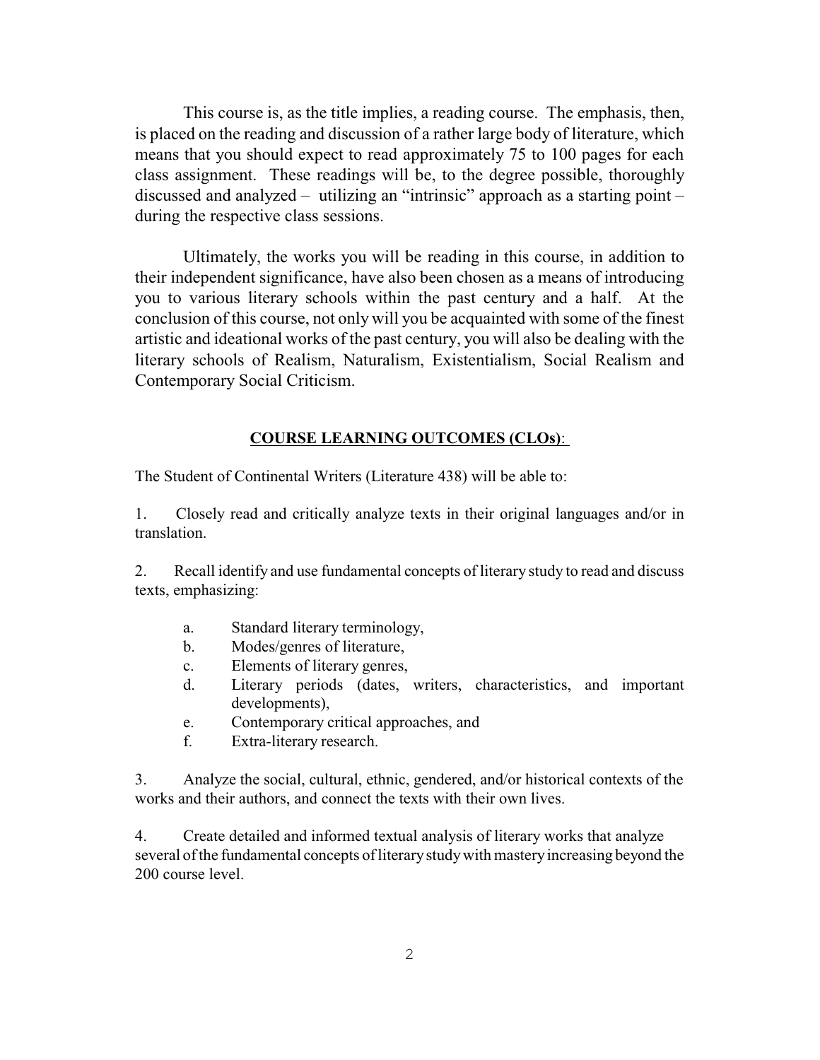This course is, as the title implies, a reading course. The emphasis, then, is placed on the reading and discussion of a rather large body of literature, which means that you should expect to read approximately 75 to 100 pages for each class assignment. These readings will be, to the degree possible, thoroughly discussed and analyzed – utilizing an "intrinsic" approach as a starting point – during the respective class sessions.

Ultimately, the works you will be reading in this course, in addition to their independent significance, have also been chosen as a means of introducing you to various literary schools within the past century and a half. At the conclusion of this course, not only will you be acquainted with some of the finest artistic and ideational works of the past century, you will also be dealing with the literary schools of Realism, Naturalism, Existentialism, Social Realism and Contemporary Social Criticism.

## **COURSE LEARNING OUTCOMES (CLOs)**:

The Student of Continental Writers (Literature 438) will be able to:

1. Closely read and critically analyze texts in their original languages and/or in translation.

2. Recall identify and use fundamental concepts of literary study to read and discuss texts, emphasizing:

    a. Standard literary terminology,
    b. Modes/genres of literature,
    c. Elements of literary genres,
    d. Literary periods (dates, writers, characteristics, and important developments),
    e. Contemporary critical approaches, and
    f. Extra-literary research.

3. Analyze the social, cultural, ethnic, gendered, and/or historical contexts of the works and their authors, and connect the texts with their own lives.

4. Create detailed and informed textual analysis of literary works that analyze several of the fundamental concepts of literary study with mastery increasing beyond the 200 course level.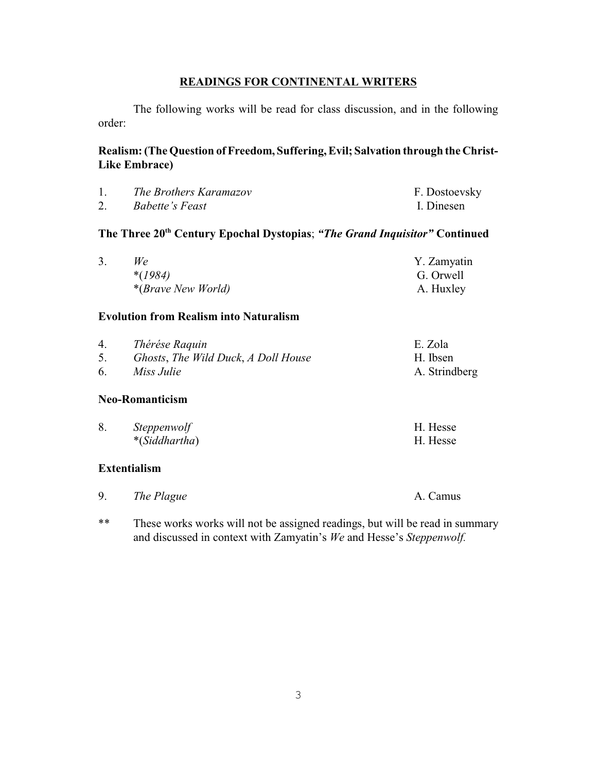## READINGS FOR CONTINENTAL WRITERS

The following works will be read for class discussion, and in the following order:

### Realism: (The Question of Freedom, Suffering, Evil; Salvation through the Christ-Like Embrace)

| | | |
|---|---|---|
| 1. | *The Brothers Karamazov* | F. Dostoevsky |
| 2. | *Babette's Feast* | I. Dinesen |

### The Three 20th Century Epochal Dystopias; *"The Grand Inquisitor"* Continued

| | | |
|---|---|---|
| 3. | *We* | Y. Zamyatin |
| | *(*1984*) | G. Orwell |
| | *(*Brave New World*) | A. Huxley |

### Evolution from Realism into Naturalism

| | | |
|---|---|---|
| 4. | *Thérése Raquin* | E. Zola |
| 5. | *Ghosts*, *The Wild Duck*, *A Doll House* | H. Ibsen |
| 6. | *Miss Julie* | A. Strindberg |

### Neo-Romanticism

| | | |
|---|---|---|
| 8. | *Steppenwolf* | H. Hesse |
| | *(*Siddhartha*) | H. Hesse |

### Extentialism

| | | |
|---|---|---|
| 9. | *The Plague* | A. Camus |

** These works works will not be assigned readings, but will be read in summary and discussed in context with Zamyatin's *We* and Hesse's *Steppenwolf.*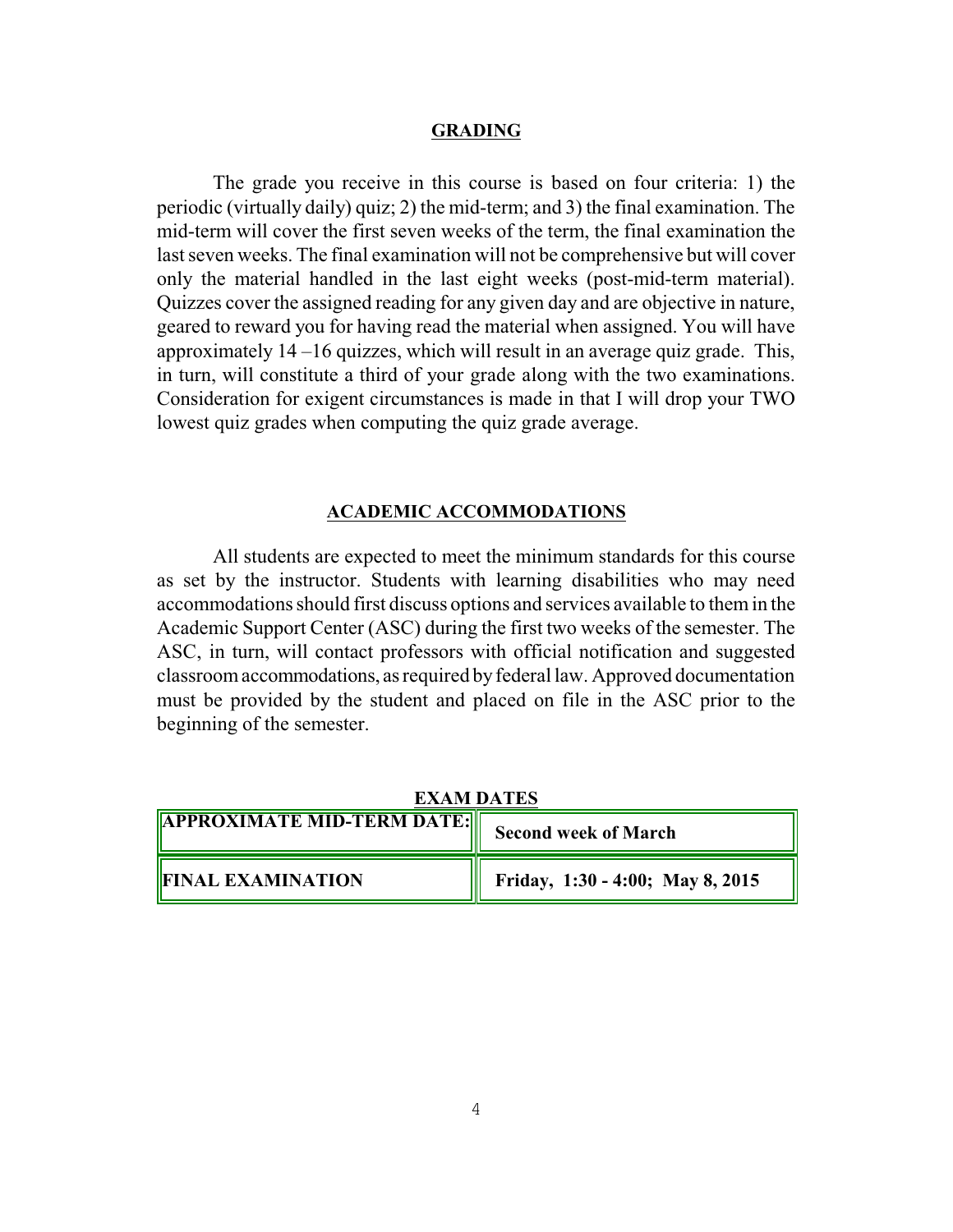## GRADING

The grade you receive in this course is based on four criteria: 1) the periodic (virtually daily) quiz; 2) the mid-term; and 3) the final examination. The mid-term will cover the first seven weeks of the term, the final examination the last seven weeks. The final examination will not be comprehensive but will cover only the material handled in the last eight weeks (post-mid-term material). Quizzes cover the assigned reading for any given day and are objective in nature, geared to reward you for having read the material when assigned. You will have approximately 14 –16 quizzes, which will result in an average quiz grade. This, in turn, will constitute a third of your grade along with the two examinations. Consideration for exigent circumstances is made in that I will drop your TWO lowest quiz grades when computing the quiz grade average.

## ACADEMIC ACCOMMODATIONS

All students are expected to meet the minimum standards for this course as set by the instructor. Students with learning disabilities who may need accommodations should first discuss options and services available to them in the Academic Support Center (ASC) during the first two weeks of the semester. The ASC, in turn, will contact professors with official notification and suggested classroom accommodations, as required by federal law. Approved documentation must be provided by the student and placed on file in the ASC prior to the beginning of the semester.

## EXAM DATES

| | |
|---|---|
| **APPROXIMATE MID-TERM DATE:** | **Second week of March** |
| **FINAL EXAMINATION** | **Friday, 1:30 - 4:00; May 8, 2015** |